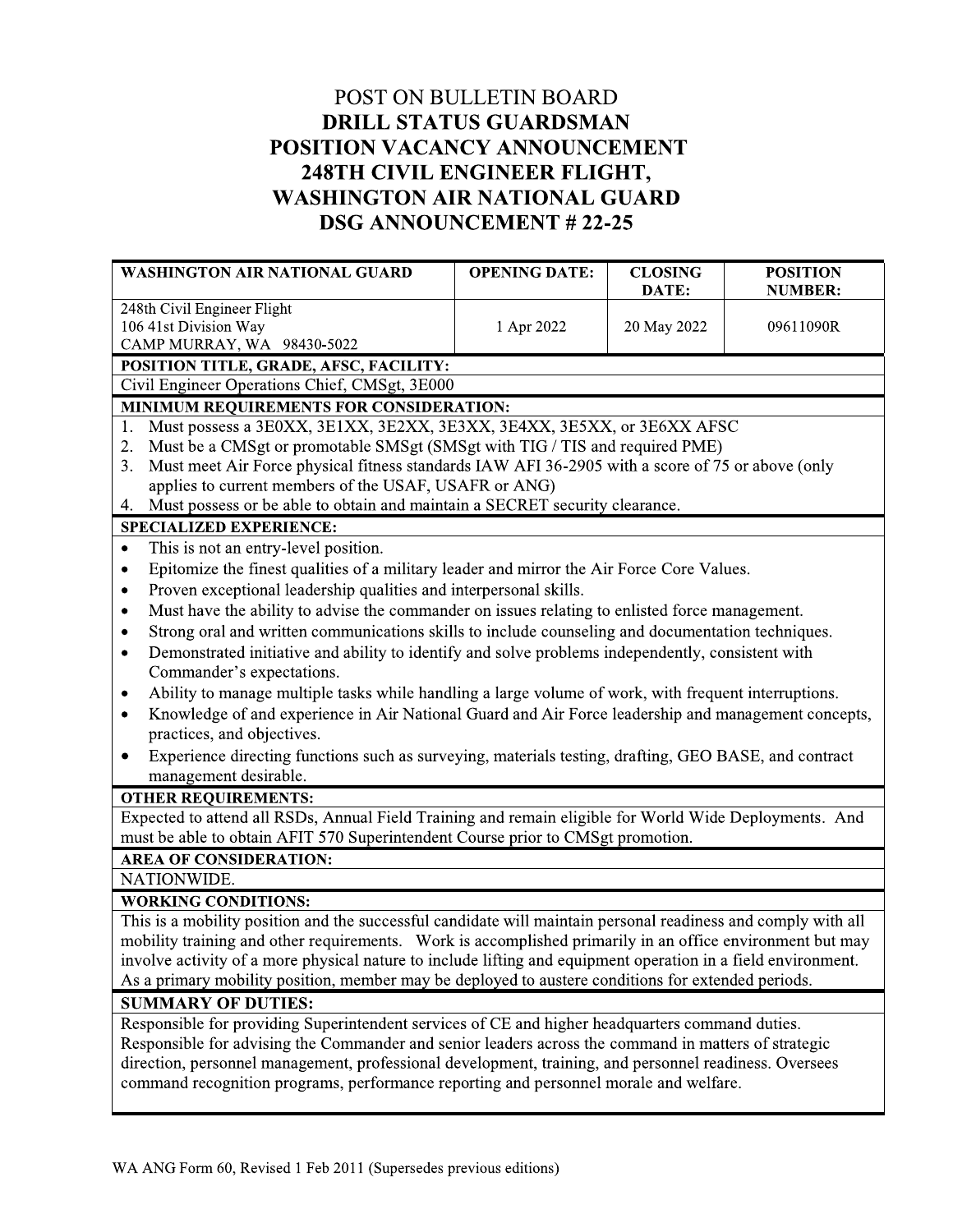# POST ON BULLETIN BOARD
# DRILL STATUS GUARDSMAN
# POSITION VACANCY ANNOUNCEMENT
# 248TH CIVIL ENGINEER FLIGHT,
# WASHINGTON AIR NATIONAL GUARD
# DSG ANNOUNCEMENT # 22-25

| WASHINGTON AIR NATIONAL GUARD | OPENING DATE: | CLOSING DATE: | POSITION NUMBER: |
|---|---|---|---|
| 248th Civil Engineer Flight<br>106 41st Division Way<br>CAMP MURRAY, WA 98430-5022 | 1 Apr 2022 | 20 May 2022 | 09611090R |

**POSITION TITLE, GRADE, AFSC, FACILITY:**

Civil Engineer Operations Chief, CMSgt, 3E000

**MINIMUM REQUIREMENTS FOR CONSIDERATION:**

1. Must possess a 3E0XX, 3E1XX, 3E2XX, 3E3XX, 3E4XX, 3E5XX, or 3E6XX AFSC
2. Must be a CMSgt or promotable SMSgt (SMSgt with TIG / TIS and required PME)
3. Must meet Air Force physical fitness standards IAW AFI 36-2905 with a score of 75 or above (only applies to current members of the USAF, USAFR or ANG)
4. Must possess or be able to obtain and maintain a SECRET security clearance.

**SPECIALIZED EXPERIENCE:**

- This is not an entry-level position.
- Epitomize the finest qualities of a military leader and mirror the Air Force Core Values.
- Proven exceptional leadership qualities and interpersonal skills.
- Must have the ability to advise the commander on issues relating to enlisted force management.
- Strong oral and written communications skills to include counseling and documentation techniques.
- Demonstrated initiative and ability to identify and solve problems independently, consistent with Commander's expectations.
- Ability to manage multiple tasks while handling a large volume of work, with frequent interruptions.
- Knowledge of and experience in Air National Guard and Air Force leadership and management concepts, practices, and objectives.
- Experience directing functions such as surveying, materials testing, drafting, GEO BASE, and contract management desirable.

**OTHER REQUIREMENTS:**

Expected to attend all RSDs, Annual Field Training and remain eligible for World Wide Deployments. And must be able to obtain AFIT 570 Superintendent Course prior to CMSgt promotion.

**AREA OF CONSIDERATION:**

NATIONWIDE.

**WORKING CONDITIONS:**

This is a mobility position and the successful candidate will maintain personal readiness and comply with all mobility training and other requirements. Work is accomplished primarily in an office environment but may involve activity of a more physical nature to include lifting and equipment operation in a field environment. As a primary mobility position, member may be deployed to austere conditions for extended periods.

**SUMMARY OF DUTIES:**

Responsible for providing Superintendent services of CE and higher headquarters command duties. Responsible for advising the Commander and senior leaders across the command in matters of strategic direction, personnel management, professional development, training, and personnel readiness. Oversees command recognition programs, performance reporting and personnel morale and welfare.

WA ANG Form 60, Revised 1 Feb 2011 (Supersedes previous editions)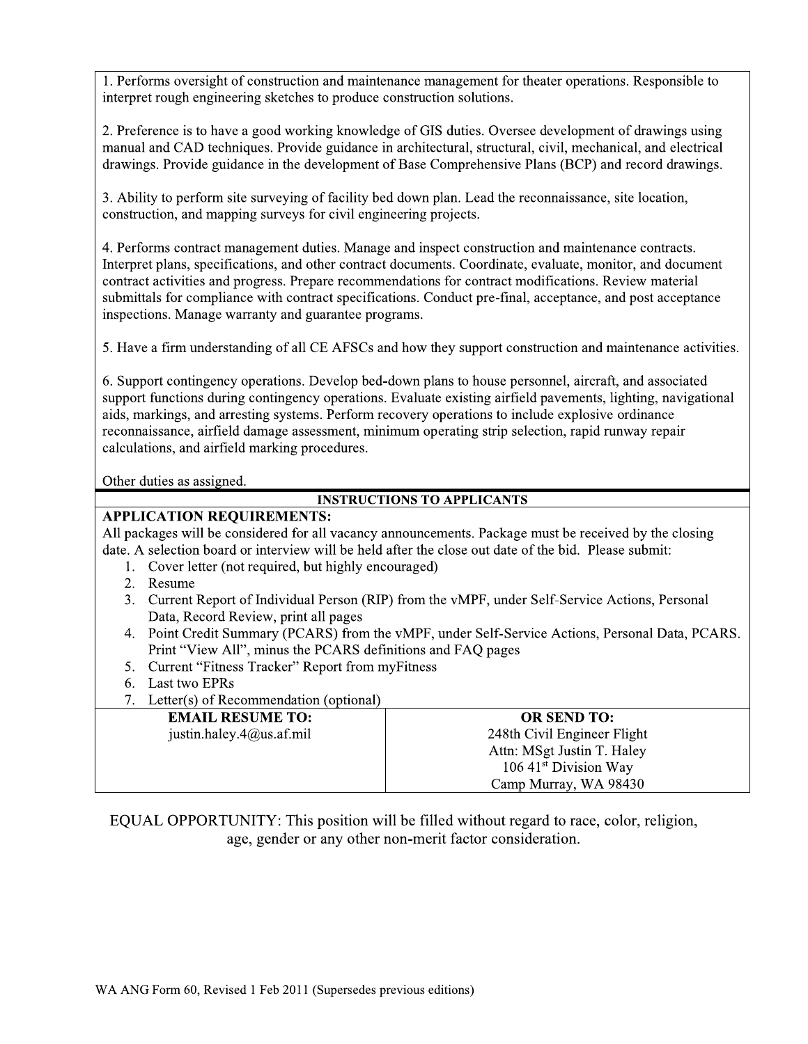1. Performs oversight of construction and maintenance management for theater operations. Responsible to interpret rough engineering sketches to produce construction solutions.

2. Preference is to have a good working knowledge of GIS duties. Oversee development of drawings using manual and CAD techniques. Provide guidance in architectural, structural, civil, mechanical, and electrical drawings. Provide guidance in the development of Base Comprehensive Plans (BCP) and record drawings.

3. Ability to perform site surveying of facility bed down plan. Lead the reconnaissance, site location, construction, and mapping surveys for civil engineering projects.

4. Performs contract management duties. Manage and inspect construction and maintenance contracts. Interpret plans, specifications, and other contract documents. Coordinate, evaluate, monitor, and document contract activities and progress. Prepare recommendations for contract modifications. Review material submittals for compliance with contract specifications. Conduct pre-final, acceptance, and post acceptance inspections. Manage warranty and guarantee programs.

5. Have a firm understanding of all CE AFSCs and how they support construction and maintenance activities.

6. Support contingency operations. Develop bed-down plans to house personnel, aircraft, and associated support functions during contingency operations. Evaluate existing airfield pavements, lighting, navigational aids, markings, and arresting systems. Perform recovery operations to include explosive ordinance reconnaissance, airfield damage assessment, minimum operating strip selection, rapid runway repair calculations, and airfield marking procedures.

Other duties as assigned.

## INSTRUCTIONS TO APPLICANTS

**APPLICATION REQUIREMENTS:**

All packages will be considered for all vacancy announcements. Package must be received by the closing date. A selection board or interview will be held after the close out date of the bid. Please submit:

1. Cover letter (not required, but highly encouraged)
2. Resume
3. Current Report of Individual Person (RIP) from the vMPF, under Self-Service Actions, Personal Data, Record Review, print all pages
4. Point Credit Summary (PCARS) from the vMPF, under Self-Service Actions, Personal Data, PCARS. Print "View All", minus the PCARS definitions and FAQ pages
5. Current "Fitness Tracker" Report from myFitness
6. Last two EPRs
7. Letter(s) of Recommendation (optional)

| **EMAIL RESUME TO:** | **OR SEND TO:** |
|---|---|
| justin.haley.4@us.af.mil | 248th Civil Engineer Flight<br>Attn: MSgt Justin T. Haley<br>106 41st Division Way<br>Camp Murray, WA 98430 |

EQUAL OPPORTUNITY: This position will be filled without regard to race, color, religion, age, gender or any other non-merit factor consideration.

WA ANG Form 60, Revised 1 Feb 2011 (Supersedes previous editions)